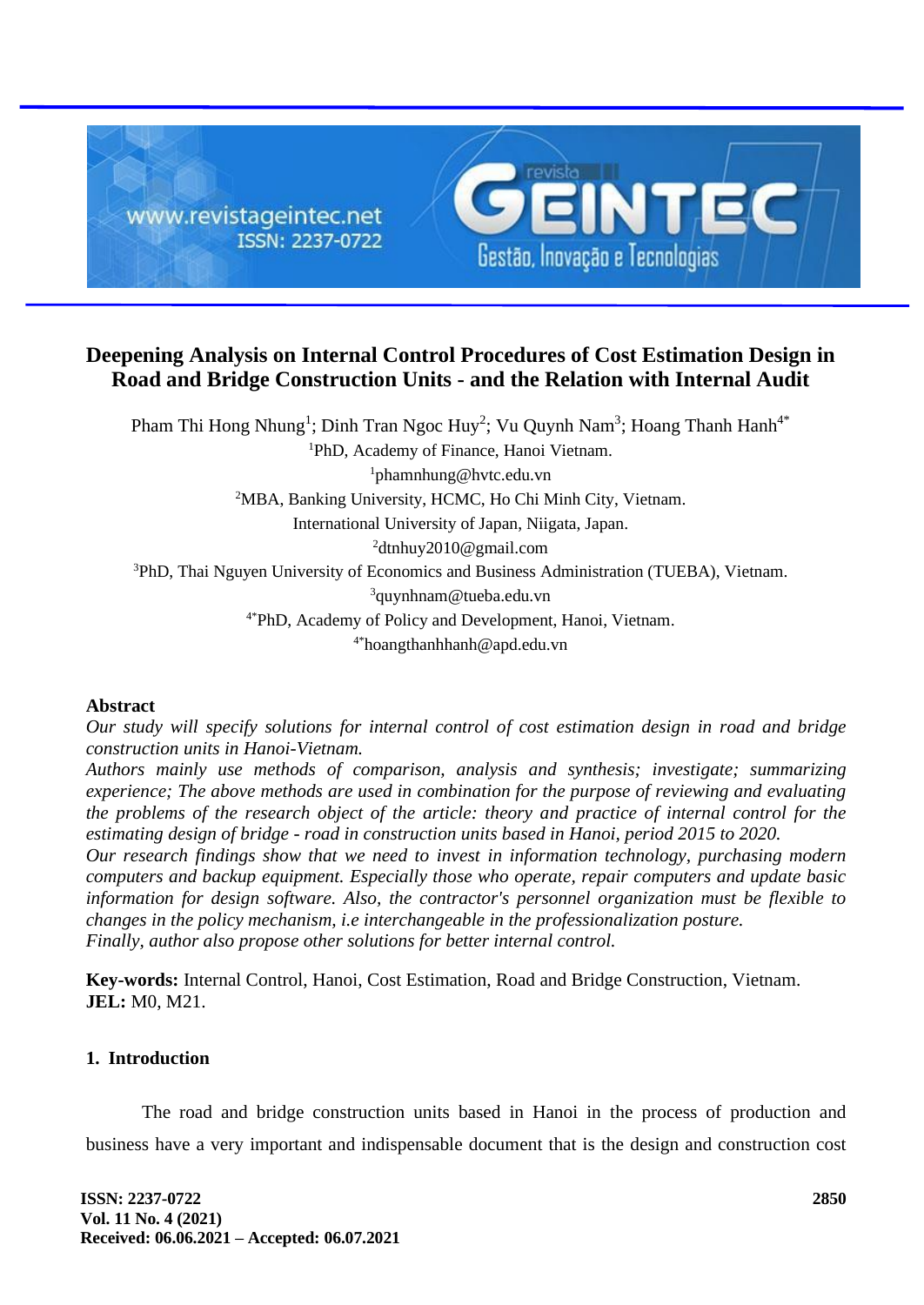# Deepening Analysis on Internal Control Procedures of Cost Estimation Design in Road and Bridge Construction Units - and the Relation with Internal Audit

Pham Thi Hong Nhung[1]; Dinh Tran Ngoc Huy[2]; Vu Quynh Nam[3]; Hoang Thanh Hanh[4*]

[1]PhD, Academy of Finance, Hanoi Vietnam.
[1]phamnhung@hvtc.edu.vn
[2]MBA, Banking University, HCMC, Ho Chi Minh City, Vietnam.
International University of Japan, Niigata, Japan.
[2]dtnhuy2010@gmail.com
[3]PhD, Thai Nguyen University of Economics and Business Administration (TUEBA), Vietnam.
[3]quynhnam@tueba.edu.vn
[4*]PhD, Academy of Policy and Development, Hanoi, Vietnam.
[4*]hoangthanhhanh@apd.edu.vn

## Abstract

*Our study will specify solutions for internal control of cost estimation design in road and bridge construction units in Hanoi-Vietnam.*

*Authors mainly use methods of comparison, analysis and synthesis; investigate; summarizing experience; The above methods are used in combination for the purpose of reviewing and evaluating the problems of the research object of the article: theory and practice of internal control for the estimating design of bridge - road in construction units based in Hanoi, period 2015 to 2020.*

*Our research findings show that we need to invest in information technology, purchasing modern computers and backup equipment. Especially those who operate, repair computers and update basic information for design software. Also, the contractor's personnel organization must be flexible to changes in the policy mechanism, i.e interchangeable in the professionalization posture.*

*Finally, author also propose other solutions for better internal control.*

**Key-words:** Internal Control, Hanoi, Cost Estimation, Road and Bridge Construction, Vietnam.
**JEL:** M0, M21.

## 1. Introduction

The road and bridge construction units based in Hanoi in the process of production and business have a very important and indispensable document that is the design and construction cost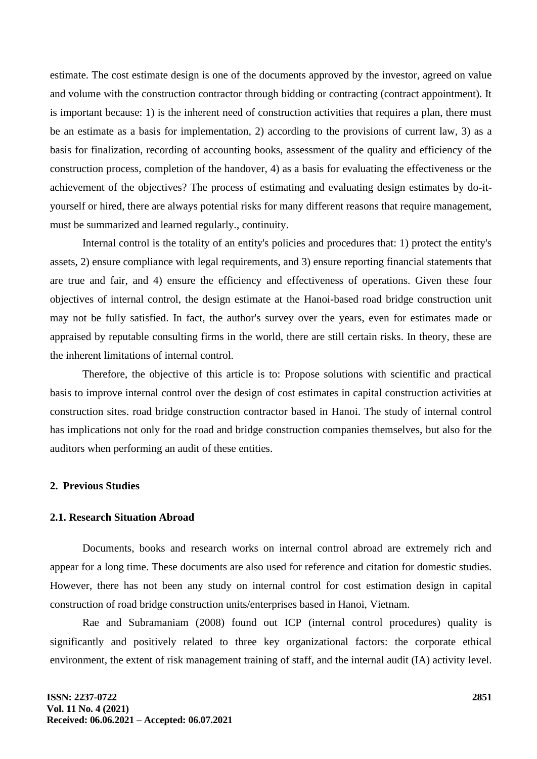estimate. The cost estimate design is one of the documents approved by the investor, agreed on value and volume with the construction contractor through bidding or contracting (contract appointment). It is important because: 1) is the inherent need of construction activities that requires a plan, there must be an estimate as a basis for implementation, 2) according to the provisions of current law, 3) as a basis for finalization, recording of accounting books, assessment of the quality and efficiency of the construction process, completion of the handover, 4) as a basis for evaluating the effectiveness or the achievement of the objectives? The process of estimating and evaluating design estimates by do-it-yourself or hired, there are always potential risks for many different reasons that require management, must be summarized and learned regularly., continuity.

Internal control is the totality of an entity's policies and procedures that: 1) protect the entity's assets, 2) ensure compliance with legal requirements, and 3) ensure reporting financial statements that are true and fair, and 4) ensure the efficiency and effectiveness of operations. Given these four objectives of internal control, the design estimate at the Hanoi-based road bridge construction unit may not be fully satisfied. In fact, the author's survey over the years, even for estimates made or appraised by reputable consulting firms in the world, there are still certain risks. In theory, these are the inherent limitations of internal control.

Therefore, the objective of this article is to: Propose solutions with scientific and practical basis to improve internal control over the design of cost estimates in capital construction activities at construction sites. road bridge construction contractor based in Hanoi. The study of internal control has implications not only for the road and bridge construction companies themselves, but also for the auditors when performing an audit of these entities.

## 2. Previous Studies

### 2.1. Research Situation Abroad

Documents, books and research works on internal control abroad are extremely rich and appear for a long time. These documents are also used for reference and citation for domestic studies. However, there has not been any study on internal control for cost estimation design in capital construction of road bridge construction units/enterprises based in Hanoi, Vietnam.

Rae and Subramaniam (2008) found out ICP (internal control procedures) quality is significantly and positively related to three key organizational factors: the corporate ethical environment, the extent of risk management training of staff, and the internal audit (IA) activity level.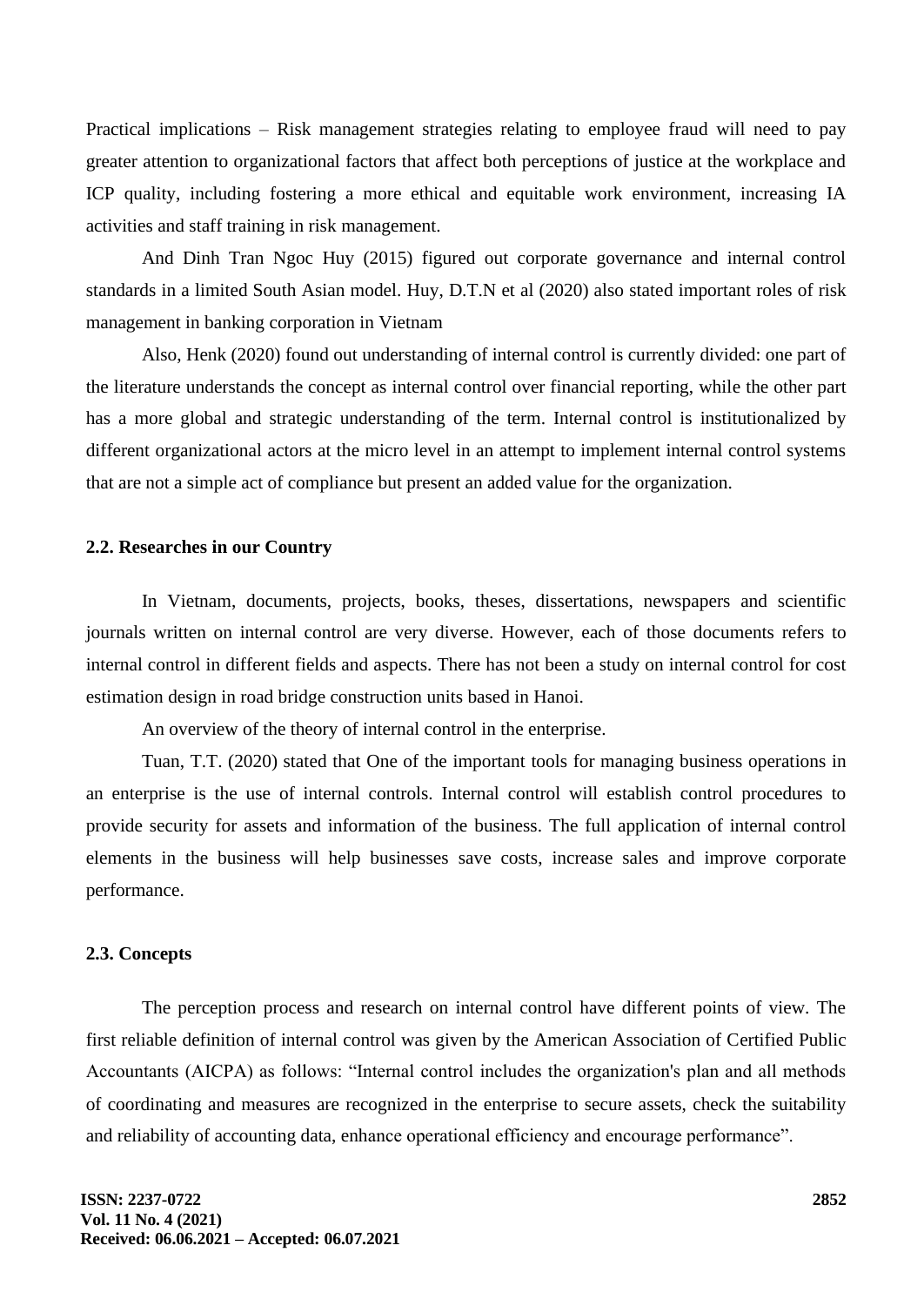Practical implications – Risk management strategies relating to employee fraud will need to pay greater attention to organizational factors that affect both perceptions of justice at the workplace and ICP quality, including fostering a more ethical and equitable work environment, increasing IA activities and staff training in risk management.

And Dinh Tran Ngoc Huy (2015) figured out corporate governance and internal control standards in a limited South Asian model. Huy, D.T.N et al (2020) also stated important roles of risk management in banking corporation in Vietnam

Also, Henk (2020) found out understanding of internal control is currently divided: one part of the literature understands the concept as internal control over financial reporting, while the other part has a more global and strategic understanding of the term. Internal control is institutionalized by different organizational actors at the micro level in an attempt to implement internal control systems that are not a simple act of compliance but present an added value for the organization.

### 2.2. Researches in our Country

In Vietnam, documents, projects, books, theses, dissertations, newspapers and scientific journals written on internal control are very diverse. However, each of those documents refers to internal control in different fields and aspects. There has not been a study on internal control for cost estimation design in road bridge construction units based in Hanoi.

An overview of the theory of internal control in the enterprise.

Tuan, T.T. (2020) stated that One of the important tools for managing business operations in an enterprise is the use of internal controls. Internal control will establish control procedures to provide security for assets and information of the business. The full application of internal control elements in the business will help businesses save costs, increase sales and improve corporate performance.

### 2.3. Concepts

The perception process and research on internal control have different points of view. The first reliable definition of internal control was given by the American Association of Certified Public Accountants (AICPA) as follows: "Internal control includes the organization's plan and all methods of coordinating and measures are recognized in the enterprise to secure assets, check the suitability and reliability of accounting data, enhance operational efficiency and encourage performance".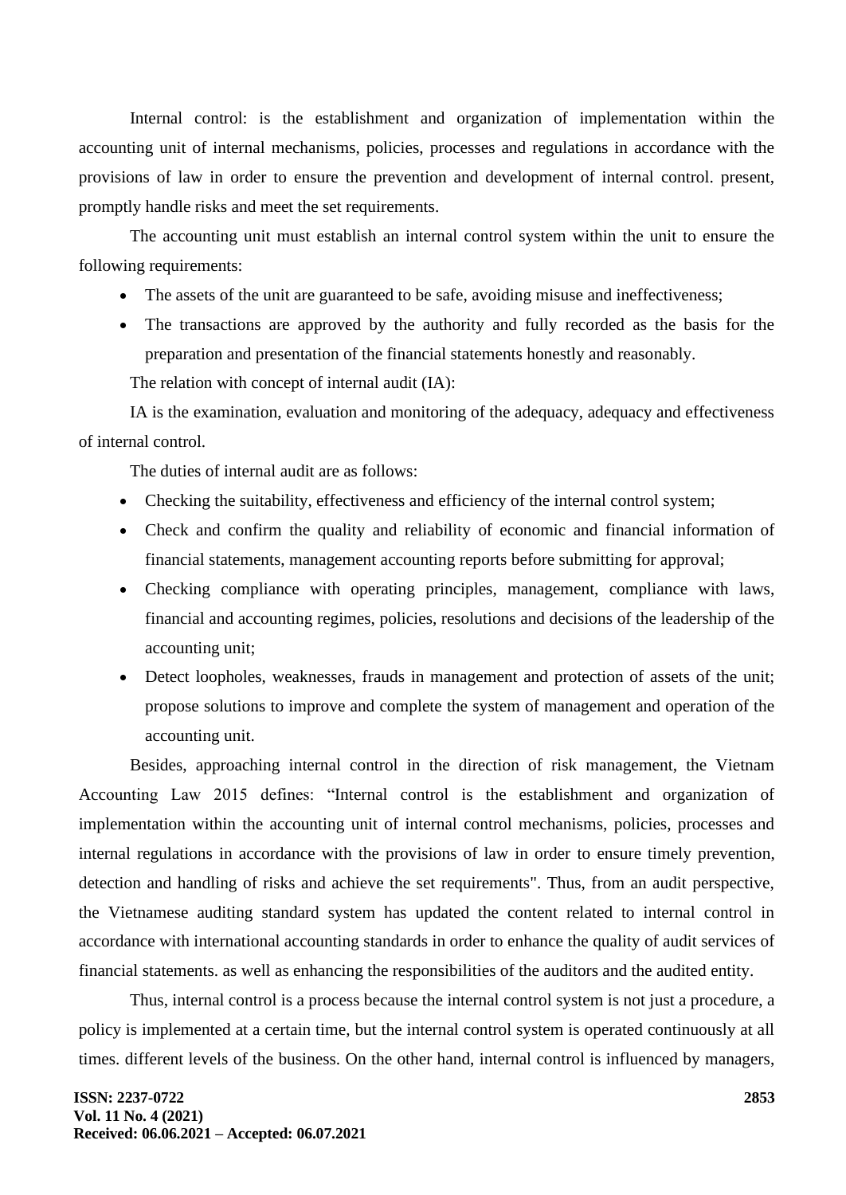Internal control: is the establishment and organization of implementation within the accounting unit of internal mechanisms, policies, processes and regulations in accordance with the provisions of law in order to ensure the prevention and development of internal control. present, promptly handle risks and meet the set requirements.

The accounting unit must establish an internal control system within the unit to ensure the following requirements:

- The assets of the unit are guaranteed to be safe, avoiding misuse and ineffectiveness;
- The transactions are approved by the authority and fully recorded as the basis for the preparation and presentation of the financial statements honestly and reasonably.

The relation with concept of internal audit (IA):

IA is the examination, evaluation and monitoring of the adequacy, adequacy and effectiveness of internal control.

The duties of internal audit are as follows:

- Checking the suitability, effectiveness and efficiency of the internal control system;
- Check and confirm the quality and reliability of economic and financial information of financial statements, management accounting reports before submitting for approval;
- Checking compliance with operating principles, management, compliance with laws, financial and accounting regimes, policies, resolutions and decisions of the leadership of the accounting unit;
- Detect loopholes, weaknesses, frauds in management and protection of assets of the unit; propose solutions to improve and complete the system of management and operation of the accounting unit.

Besides, approaching internal control in the direction of risk management, the Vietnam Accounting Law 2015 defines: "Internal control is the establishment and organization of implementation within the accounting unit of internal control mechanisms, policies, processes and internal regulations in accordance with the provisions of law in order to ensure timely prevention, detection and handling of risks and achieve the set requirements". Thus, from an audit perspective, the Vietnamese auditing standard system has updated the content related to internal control in accordance with international accounting standards in order to enhance the quality of audit services of financial statements. as well as enhancing the responsibilities of the auditors and the audited entity.

Thus, internal control is a process because the internal control system is not just a procedure, a policy is implemented at a certain time, but the internal control system is operated continuously at all times. different levels of the business. On the other hand, internal control is influenced by managers,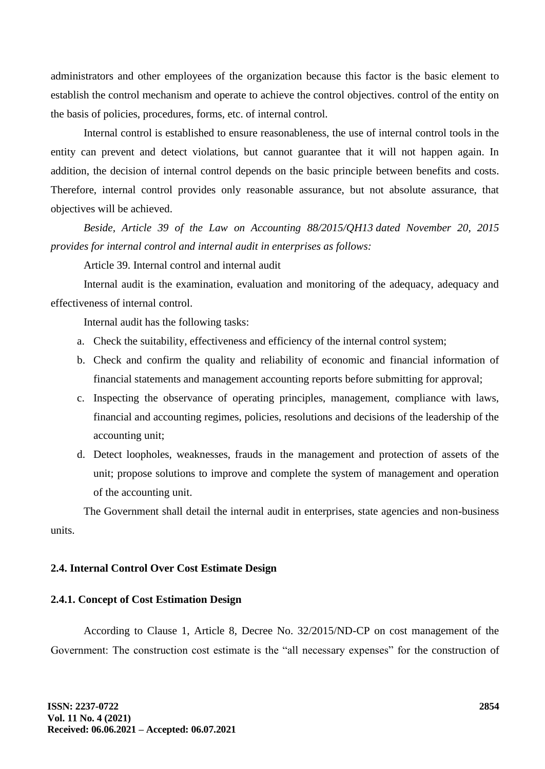administrators and other employees of the organization because this factor is the basic element to establish the control mechanism and operate to achieve the control objectives. control of the entity on the basis of policies, procedures, forms, etc. of internal control.

Internal control is established to ensure reasonableness, the use of internal control tools in the entity can prevent and detect violations, but cannot guarantee that it will not happen again. In addition, the decision of internal control depends on the basic principle between benefits and costs. Therefore, internal control provides only reasonable assurance, but not absolute assurance, that objectives will be achieved.

*Beside, Article 39 of the Law on Accounting 88/2015/QH13 dated November 20, 2015 provides for internal control and internal audit in enterprises as follows:*

Article 39. Internal control and internal audit

Internal audit is the examination, evaluation and monitoring of the adequacy, adequacy and effectiveness of internal control.

Internal audit has the following tasks:

a. Check the suitability, effectiveness and efficiency of the internal control system;
b. Check and confirm the quality and reliability of economic and financial information of financial statements and management accounting reports before submitting for approval;
c. Inspecting the observance of operating principles, management, compliance with laws, financial and accounting regimes, policies, resolutions and decisions of the leadership of the accounting unit;
d. Detect loopholes, weaknesses, frauds in the management and protection of assets of the unit; propose solutions to improve and complete the system of management and operation of the accounting unit.

The Government shall detail the internal audit in enterprises, state agencies and non-business units.

### 2.4. Internal Control Over Cost Estimate Design

#### 2.4.1. Concept of Cost Estimation Design

According to Clause 1, Article 8, Decree No. 32/2015/ND-CP on cost management of the Government: The construction cost estimate is the "all necessary expenses" for the construction of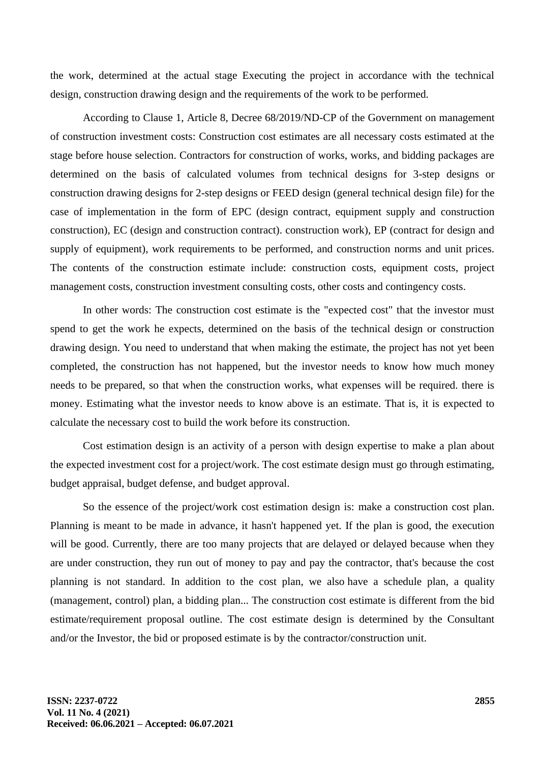the work, determined at the actual stage Executing the project in accordance with the technical design, construction drawing design and the requirements of the work to be performed.

According to Clause 1, Article 8, Decree 68/2019/ND-CP of the Government on management of construction investment costs: Construction cost estimates are all necessary costs estimated at the stage before house selection. Contractors for construction of works, works, and bidding packages are determined on the basis of calculated volumes from technical designs for 3-step designs or construction drawing designs for 2-step designs or FEED design (general technical design file) for the case of implementation in the form of EPC (design contract, equipment supply and construction construction), EC (design and construction contract). construction work), EP (contract for design and supply of equipment), work requirements to be performed, and construction norms and unit prices. The contents of the construction estimate include: construction costs, equipment costs, project management costs, construction investment consulting costs, other costs and contingency costs.

In other words: The construction cost estimate is the "expected cost" that the investor must spend to get the work he expects, determined on the basis of the technical design or construction drawing design. You need to understand that when making the estimate, the project has not yet been completed, the construction has not happened, but the investor needs to know how much money needs to be prepared, so that when the construction works, what expenses will be required. there is money. Estimating what the investor needs to know above is an estimate. That is, it is expected to calculate the necessary cost to build the work before its construction.

Cost estimation design is an activity of a person with design expertise to make a plan about the expected investment cost for a project/work. The cost estimate design must go through estimating, budget appraisal, budget defense, and budget approval.

So the essence of the project/work cost estimation design is: make a construction cost plan. Planning is meant to be made in advance, it hasn't happened yet. If the plan is good, the execution will be good. Currently, there are too many projects that are delayed or delayed because when they are under construction, they run out of money to pay and pay the contractor, that's because the cost planning is not standard. In addition to the cost plan, we also have a schedule plan, a quality (management, control) plan, a bidding plan... The construction cost estimate is different from the bid estimate/requirement proposal outline. The cost estimate design is determined by the Consultant and/or the Investor, the bid or proposed estimate is by the contractor/construction unit.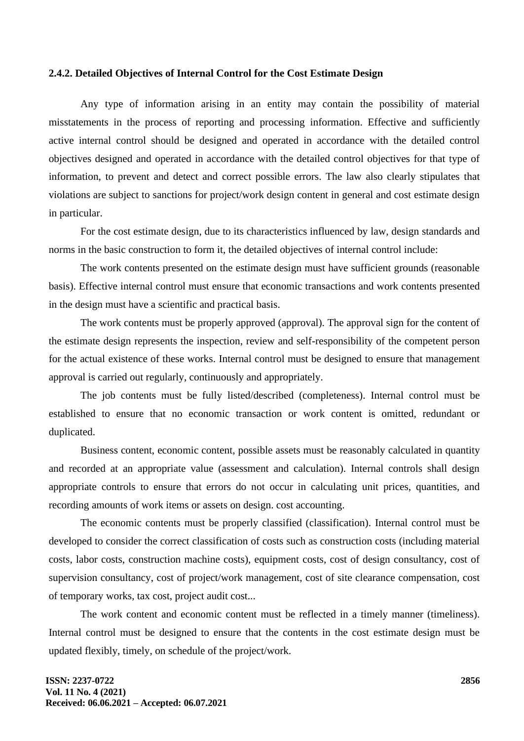### 2.4.2. Detailed Objectives of Internal Control for the Cost Estimate Design

Any type of information arising in an entity may contain the possibility of material misstatements in the process of reporting and processing information. Effective and sufficiently active internal control should be designed and operated in accordance with the detailed control objectives designed and operated in accordance with the detailed control objectives for that type of information, to prevent and detect and correct possible errors. The law also clearly stipulates that violations are subject to sanctions for project/work design content in general and cost estimate design in particular.

For the cost estimate design, due to its characteristics influenced by law, design standards and norms in the basic construction to form it, the detailed objectives of internal control include:

The work contents presented on the estimate design must have sufficient grounds (reasonable basis). Effective internal control must ensure that economic transactions and work contents presented in the design must have a scientific and practical basis.

The work contents must be properly approved (approval). The approval sign for the content of the estimate design represents the inspection, review and self-responsibility of the competent person for the actual existence of these works. Internal control must be designed to ensure that management approval is carried out regularly, continuously and appropriately.

The job contents must be fully listed/described (completeness). Internal control must be established to ensure that no economic transaction or work content is omitted, redundant or duplicated.

Business content, economic content, possible assets must be reasonably calculated in quantity and recorded at an appropriate value (assessment and calculation). Internal controls shall design appropriate controls to ensure that errors do not occur in calculating unit prices, quantities, and recording amounts of work items or assets on design. cost accounting.

The economic contents must be properly classified (classification). Internal control must be developed to consider the correct classification of costs such as construction costs (including material costs, labor costs, construction machine costs), equipment costs, cost of design consultancy, cost of supervision consultancy, cost of project/work management, cost of site clearance compensation, cost of temporary works, tax cost, project audit cost...

The work content and economic content must be reflected in a timely manner (timeliness). Internal control must be designed to ensure that the contents in the cost estimate design must be updated flexibly, timely, on schedule of the project/work.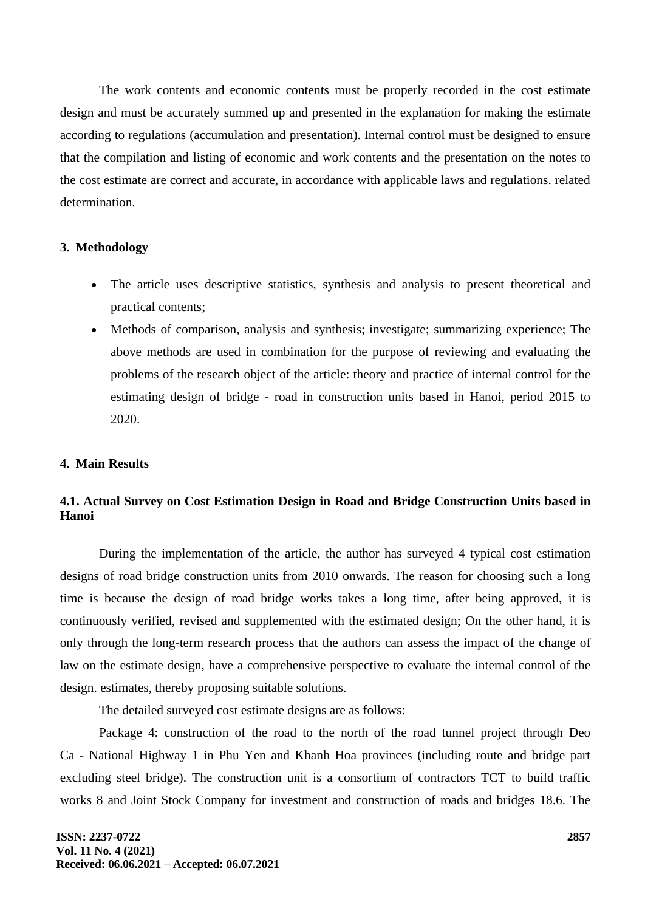The work contents and economic contents must be properly recorded in the cost estimate design and must be accurately summed up and presented in the explanation for making the estimate according to regulations (accumulation and presentation). Internal control must be designed to ensure that the compilation and listing of economic and work contents and the presentation on the notes to the cost estimate are correct and accurate, in accordance with applicable laws and regulations. related determination.

## 3. Methodology

- The article uses descriptive statistics, synthesis and analysis to present theoretical and practical contents;
- Methods of comparison, analysis and synthesis; investigate; summarizing experience; The above methods are used in combination for the purpose of reviewing and evaluating the problems of the research object of the article: theory and practice of internal control for the estimating design of bridge - road in construction units based in Hanoi, period 2015 to 2020.

## 4. Main Results

### 4.1. Actual Survey on Cost Estimation Design in Road and Bridge Construction Units based in Hanoi

During the implementation of the article, the author has surveyed 4 typical cost estimation designs of road bridge construction units from 2010 onwards. The reason for choosing such a long time is because the design of road bridge works takes a long time, after being approved, it is continuously verified, revised and supplemented with the estimated design; On the other hand, it is only through the long-term research process that the authors can assess the impact of the change of law on the estimate design, have a comprehensive perspective to evaluate the internal control of the design. estimates, thereby proposing suitable solutions.

The detailed surveyed cost estimate designs are as follows:

Package 4: construction of the road to the north of the road tunnel project through Deo Ca - National Highway 1 in Phu Yen and Khanh Hoa provinces (including route and bridge part excluding steel bridge). The construction unit is a consortium of contractors TCT to build traffic works 8 and Joint Stock Company for investment and construction of roads and bridges 18.6. The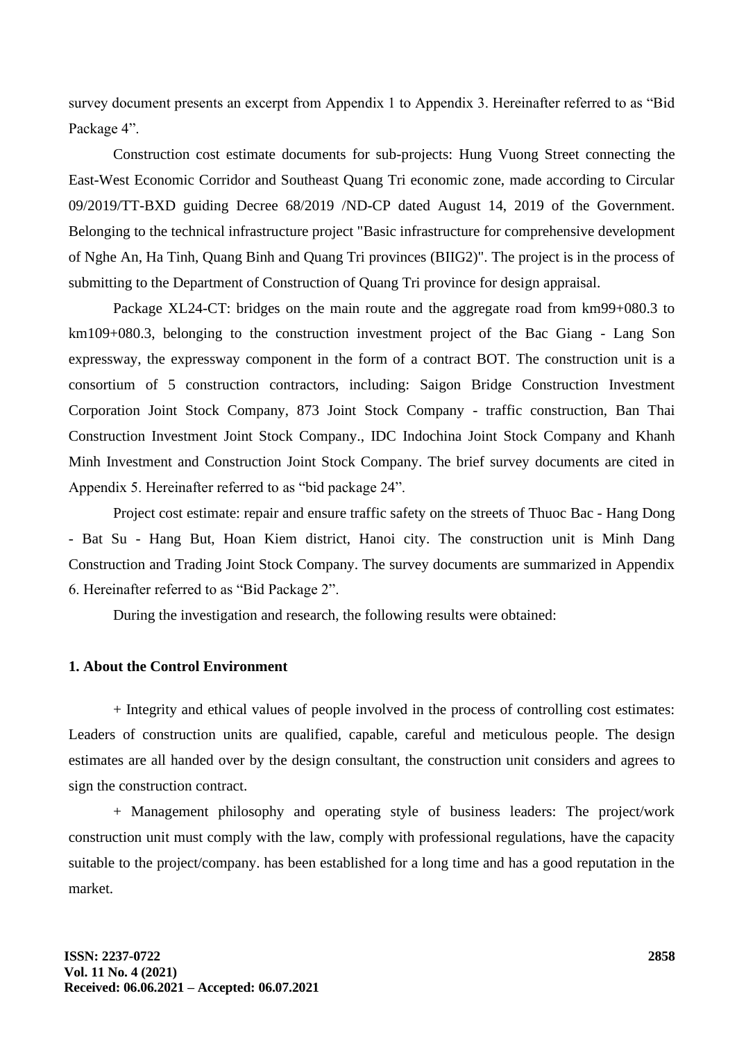survey document presents an excerpt from Appendix 1 to Appendix 3. Hereinafter referred to as "Bid Package 4".

Construction cost estimate documents for sub-projects: Hung Vuong Street connecting the East-West Economic Corridor and Southeast Quang Tri economic zone, made according to Circular 09/2019/TT-BXD guiding Decree 68/2019 /ND-CP dated August 14, 2019 of the Government. Belonging to the technical infrastructure project "Basic infrastructure for comprehensive development of Nghe An, Ha Tinh, Quang Binh and Quang Tri provinces (BIIG2)". The project is in the process of submitting to the Department of Construction of Quang Tri province for design appraisal.

Package XL24-CT: bridges on the main route and the aggregate road from km99+080.3 to km109+080.3, belonging to the construction investment project of the Bac Giang - Lang Son expressway, the expressway component in the form of a contract BOT. The construction unit is a consortium of 5 construction contractors, including: Saigon Bridge Construction Investment Corporation Joint Stock Company, 873 Joint Stock Company - traffic construction, Ban Thai Construction Investment Joint Stock Company., IDC Indochina Joint Stock Company and Khanh Minh Investment and Construction Joint Stock Company. The brief survey documents are cited in Appendix 5. Hereinafter referred to as "bid package 24".

Project cost estimate: repair and ensure traffic safety on the streets of Thuoc Bac - Hang Dong - Bat Su - Hang But, Hoan Kiem district, Hanoi city. The construction unit is Minh Dang Construction and Trading Joint Stock Company. The survey documents are summarized in Appendix 6. Hereinafter referred to as "Bid Package 2".

During the investigation and research, the following results were obtained:

**1. About the Control Environment**

+ Integrity and ethical values of people involved in the process of controlling cost estimates: Leaders of construction units are qualified, capable, careful and meticulous people. The design estimates are all handed over by the design consultant, the construction unit considers and agrees to sign the construction contract.

+ Management philosophy and operating style of business leaders: The project/work construction unit must comply with the law, comply with professional regulations, have the capacity suitable to the project/company. has been established for a long time and has a good reputation in the market.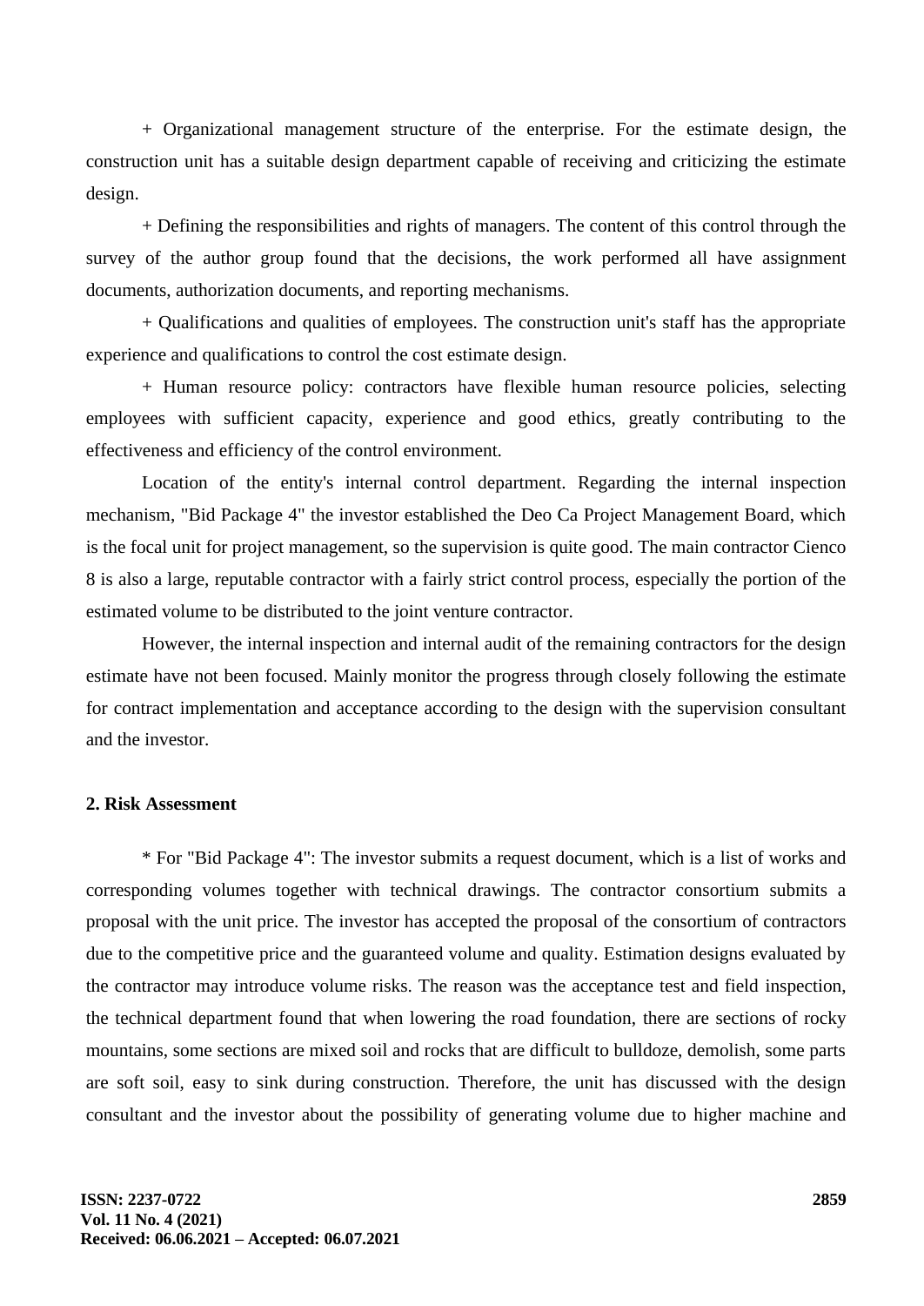+ Organizational management structure of the enterprise. For the estimate design, the construction unit has a suitable design department capable of receiving and criticizing the estimate design.

+ Defining the responsibilities and rights of managers. The content of this control through the survey of the author group found that the decisions, the work performed all have assignment documents, authorization documents, and reporting mechanisms.

+ Qualifications and qualities of employees. The construction unit's staff has the appropriate experience and qualifications to control the cost estimate design.

+ Human resource policy: contractors have flexible human resource policies, selecting employees with sufficient capacity, experience and good ethics, greatly contributing to the effectiveness and efficiency of the control environment.

Location of the entity's internal control department. Regarding the internal inspection mechanism, "Bid Package 4" the investor established the Deo Ca Project Management Board, which is the focal unit for project management, so the supervision is quite good. The main contractor Cienco 8 is also a large, reputable contractor with a fairly strict control process, especially the portion of the estimated volume to be distributed to the joint venture contractor.

However, the internal inspection and internal audit of the remaining contractors for the design estimate have not been focused. Mainly monitor the progress through closely following the estimate for contract implementation and acceptance according to the design with the supervision consultant and the investor.

**2. Risk Assessment**

* For "Bid Package 4": The investor submits a request document, which is a list of works and corresponding volumes together with technical drawings. The contractor consortium submits a proposal with the unit price. The investor has accepted the proposal of the consortium of contractors due to the competitive price and the guaranteed volume and quality. Estimation designs evaluated by the contractor may introduce volume risks. The reason was the acceptance test and field inspection, the technical department found that when lowering the road foundation, there are sections of rocky mountains, some sections are mixed soil and rocks that are difficult to bulldoze, demolish, some parts are soft soil, easy to sink during construction. Therefore, the unit has discussed with the design consultant and the investor about the possibility of generating volume due to higher machine and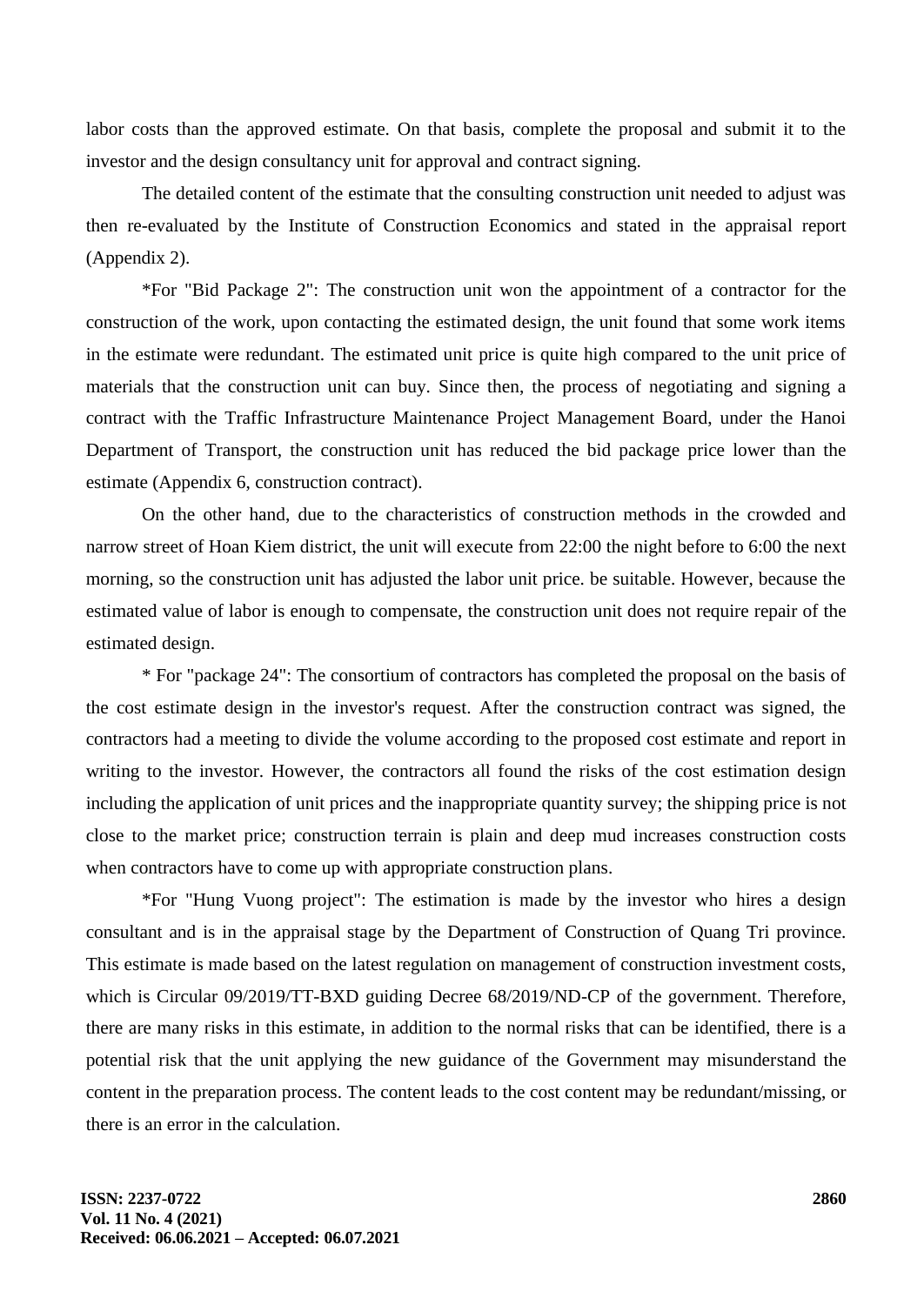labor costs than the approved estimate. On that basis, complete the proposal and submit it to the investor and the design consultancy unit for approval and contract signing.

The detailed content of the estimate that the consulting construction unit needed to adjust was then re-evaluated by the Institute of Construction Economics and stated in the appraisal report (Appendix 2).

*For "Bid Package 2": The construction unit won the appointment of a contractor for the construction of the work, upon contacting the estimated design, the unit found that some work items in the estimate were redundant. The estimated unit price is quite high compared to the unit price of materials that the construction unit can buy. Since then, the process of negotiating and signing a contract with the Traffic Infrastructure Maintenance Project Management Board, under the Hanoi Department of Transport, the construction unit has reduced the bid package price lower than the estimate (Appendix 6, construction contract).

On the other hand, due to the characteristics of construction methods in the crowded and narrow street of Hoan Kiem district, the unit will execute from 22:00 the night before to 6:00 the next morning, so the construction unit has adjusted the labor unit price. be suitable. However, because the estimated value of labor is enough to compensate, the construction unit does not require repair of the estimated design.

* For "package 24": The consortium of contractors has completed the proposal on the basis of the cost estimate design in the investor's request. After the construction contract was signed, the contractors had a meeting to divide the volume according to the proposed cost estimate and report in writing to the investor. However, the contractors all found the risks of the cost estimation design including the application of unit prices and the inappropriate quantity survey; the shipping price is not close to the market price; construction terrain is plain and deep mud increases construction costs when contractors have to come up with appropriate construction plans.

*For "Hung Vuong project": The estimation is made by the investor who hires a design consultant and is in the appraisal stage by the Department of Construction of Quang Tri province. This estimate is made based on the latest regulation on management of construction investment costs, which is Circular 09/2019/TT-BXD guiding Decree 68/2019/ND-CP of the government. Therefore, there are many risks in this estimate, in addition to the normal risks that can be identified, there is a potential risk that the unit applying the new guidance of the Government may misunderstand the content in the preparation process. The content leads to the cost content may be redundant/missing, or there is an error in the calculation.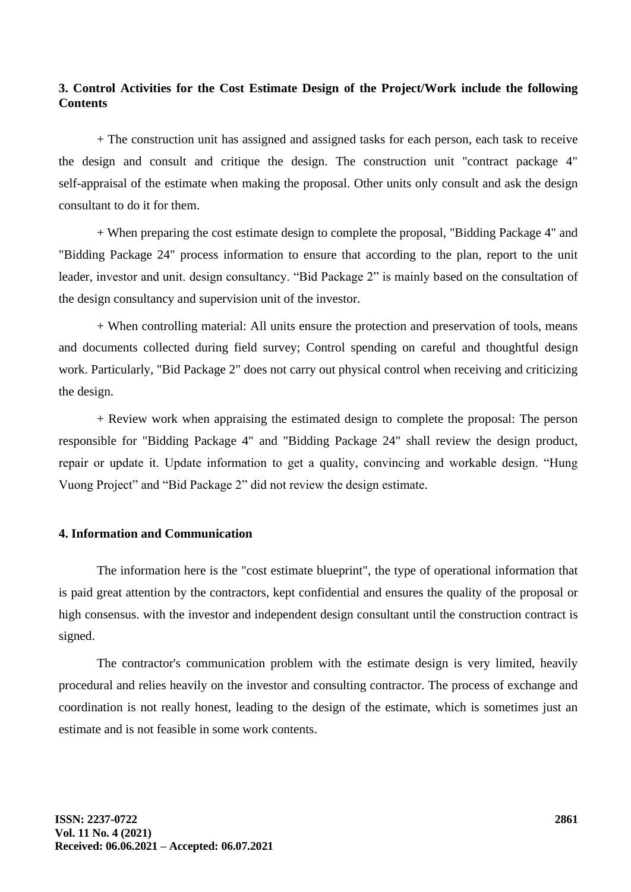### 3. Control Activities for the Cost Estimate Design of the Project/Work include the following Contents

+ The construction unit has assigned and assigned tasks for each person, each task to receive the design and consult and critique the design. The construction unit "contract package 4" self-appraisal of the estimate when making the proposal. Other units only consult and ask the design consultant to do it for them.

+ When preparing the cost estimate design to complete the proposal, "Bidding Package 4" and "Bidding Package 24" process information to ensure that according to the plan, report to the unit leader, investor and unit. design consultancy. "Bid Package 2" is mainly based on the consultation of the design consultancy and supervision unit of the investor.

+ When controlling material: All units ensure the protection and preservation of tools, means and documents collected during field survey; Control spending on careful and thoughtful design work. Particularly, "Bid Package 2" does not carry out physical control when receiving and criticizing the design.

+ Review work when appraising the estimated design to complete the proposal: The person responsible for "Bidding Package 4" and "Bidding Package 24" shall review the design product, repair or update it. Update information to get a quality, convincing and workable design. "Hung Vuong Project" and "Bid Package 2" did not review the design estimate.

### 4. Information and Communication

The information here is the "cost estimate blueprint", the type of operational information that is paid great attention by the contractors, kept confidential and ensures the quality of the proposal or high consensus. with the investor and independent design consultant until the construction contract is signed.

The contractor's communication problem with the estimate design is very limited, heavily procedural and relies heavily on the investor and consulting contractor. The process of exchange and coordination is not really honest, leading to the design of the estimate, which is sometimes just an estimate and is not feasible in some work contents.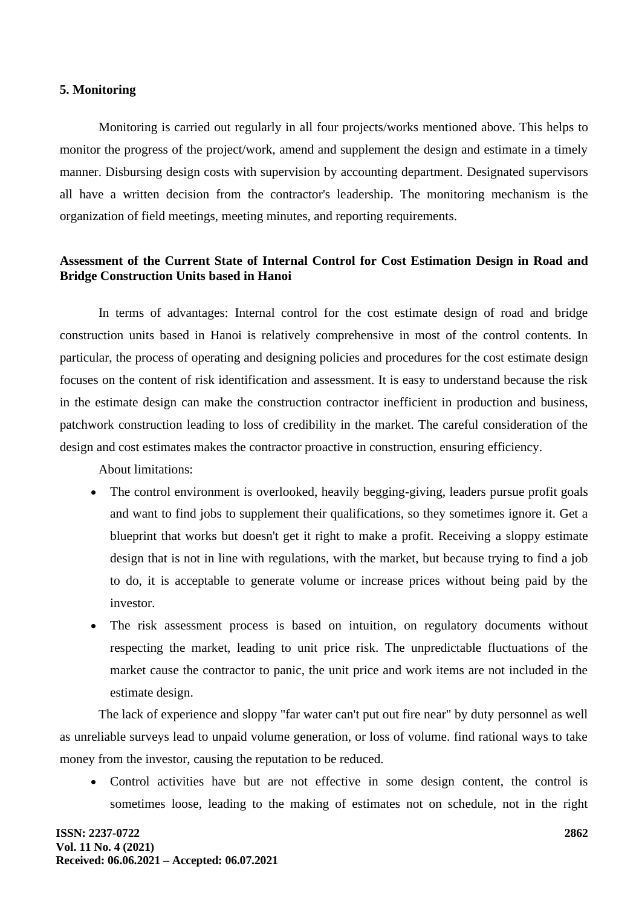**5. Monitoring**

Monitoring is carried out regularly in all four projects/works mentioned above. This helps to monitor the progress of the project/work, amend and supplement the design and estimate in a timely manner. Disbursing design costs with supervision by accounting department. Designated supervisors all have a written decision from the contractor's leadership. The monitoring mechanism is the organization of field meetings, meeting minutes, and reporting requirements.

**Assessment of the Current State of Internal Control for Cost Estimation Design in Road and Bridge Construction Units based in Hanoi**

In terms of advantages: Internal control for the cost estimate design of road and bridge construction units based in Hanoi is relatively comprehensive in most of the control contents. In particular, the process of operating and designing policies and procedures for the cost estimate design focuses on the content of risk identification and assessment. It is easy to understand because the risk in the estimate design can make the construction contractor inefficient in production and business, patchwork construction leading to loss of credibility in the market. The careful consideration of the design and cost estimates makes the contractor proactive in construction, ensuring efficiency.

About limitations:

- The control environment is overlooked, heavily begging-giving, leaders pursue profit goals and want to find jobs to supplement their qualifications, so they sometimes ignore it. Get a blueprint that works but doesn't get it right to make a profit. Receiving a sloppy estimate design that is not in line with regulations, with the market, but because trying to find a job to do, it is acceptable to generate volume or increase prices without being paid by the investor.
- The risk assessment process is based on intuition, on regulatory documents without respecting the market, leading to unit price risk. The unpredictable fluctuations of the market cause the contractor to panic, the unit price and work items are not included in the estimate design.

The lack of experience and sloppy "far water can't put out fire near" by duty personnel as well as unreliable surveys lead to unpaid volume generation, or loss of volume. find rational ways to take money from the investor, causing the reputation to be reduced.

- Control activities have but are not effective in some design content, the control is sometimes loose, leading to the making of estimates not on schedule, not in the right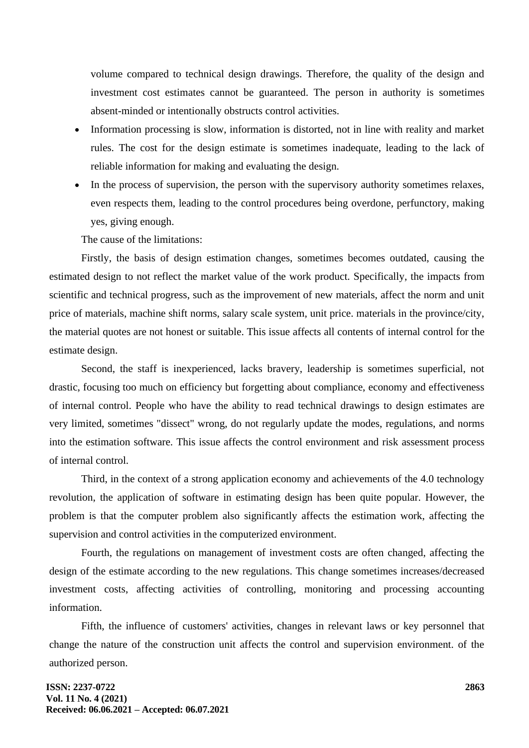volume compared to technical design drawings. Therefore, the quality of the design and investment cost estimates cannot be guaranteed. The person in authority is sometimes absent-minded or intentionally obstructs control activities.

- Information processing is slow, information is distorted, not in line with reality and market rules. The cost for the design estimate is sometimes inadequate, leading to the lack of reliable information for making and evaluating the design.
- In the process of supervision, the person with the supervisory authority sometimes relaxes, even respects them, leading to the control procedures being overdone, perfunctory, making yes, giving enough.

The cause of the limitations:

Firstly, the basis of design estimation changes, sometimes becomes outdated, causing the estimated design to not reflect the market value of the work product. Specifically, the impacts from scientific and technical progress, such as the improvement of new materials, affect the norm and unit price of materials, machine shift norms, salary scale system, unit price. materials in the province/city, the material quotes are not honest or suitable. This issue affects all contents of internal control for the estimate design.

Second, the staff is inexperienced, lacks bravery, leadership is sometimes superficial, not drastic, focusing too much on efficiency but forgetting about compliance, economy and effectiveness of internal control. People who have the ability to read technical drawings to design estimates are very limited, sometimes "dissect" wrong, do not regularly update the modes, regulations, and norms into the estimation software. This issue affects the control environment and risk assessment process of internal control.

Third, in the context of a strong application economy and achievements of the 4.0 technology revolution, the application of software in estimating design has been quite popular. However, the problem is that the computer problem also significantly affects the estimation work, affecting the supervision and control activities in the computerized environment.

Fourth, the regulations on management of investment costs are often changed, affecting the design of the estimate according to the new regulations. This change sometimes increases/decreased investment costs, affecting activities of controlling, monitoring and processing accounting information.

Fifth, the influence of customers' activities, changes in relevant laws or key personnel that change the nature of the construction unit affects the control and supervision environment. of the authorized person.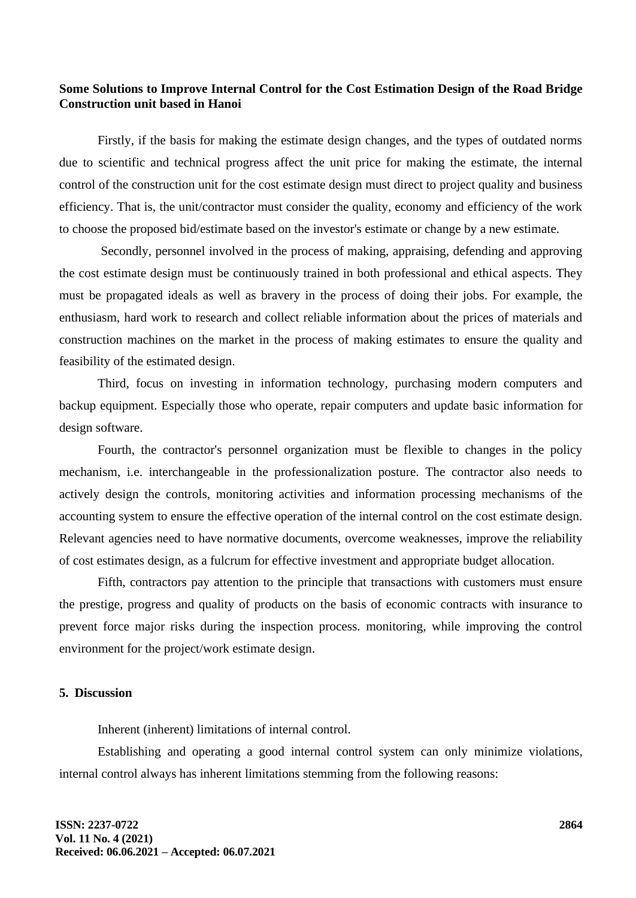**Some Solutions to Improve Internal Control for the Cost Estimation Design of the Road Bridge Construction unit based in Hanoi**

Firstly, if the basis for making the estimate design changes, and the types of outdated norms due to scientific and technical progress affect the unit price for making the estimate, the internal control of the construction unit for the cost estimate design must direct to project quality and business efficiency. That is, the unit/contractor must consider the quality, economy and efficiency of the work to choose the proposed bid/estimate based on the investor's estimate or change by a new estimate.

Secondly, personnel involved in the process of making, appraising, defending and approving the cost estimate design must be continuously trained in both professional and ethical aspects. They must be propagated ideals as well as bravery in the process of doing their jobs. For example, the enthusiasm, hard work to research and collect reliable information about the prices of materials and construction machines on the market in the process of making estimates to ensure the quality and feasibility of the estimated design.

Third, focus on investing in information technology, purchasing modern computers and backup equipment. Especially those who operate, repair computers and update basic information for design software.

Fourth, the contractor's personnel organization must be flexible to changes in the policy mechanism, i.e. interchangeable in the professionalization posture. The contractor also needs to actively design the controls, monitoring activities and information processing mechanisms of the accounting system to ensure the effective operation of the internal control on the cost estimate design. Relevant agencies need to have normative documents, overcome weaknesses, improve the reliability of cost estimates design, as a fulcrum for effective investment and appropriate budget allocation.

Fifth, contractors pay attention to the principle that transactions with customers must ensure the prestige, progress and quality of products on the basis of economic contracts with insurance to prevent force major risks during the inspection process. monitoring, while improving the control environment for the project/work estimate design.

## 5. Discussion

Inherent (inherent) limitations of internal control.

Establishing and operating a good internal control system can only minimize violations, internal control always has inherent limitations stemming from the following reasons: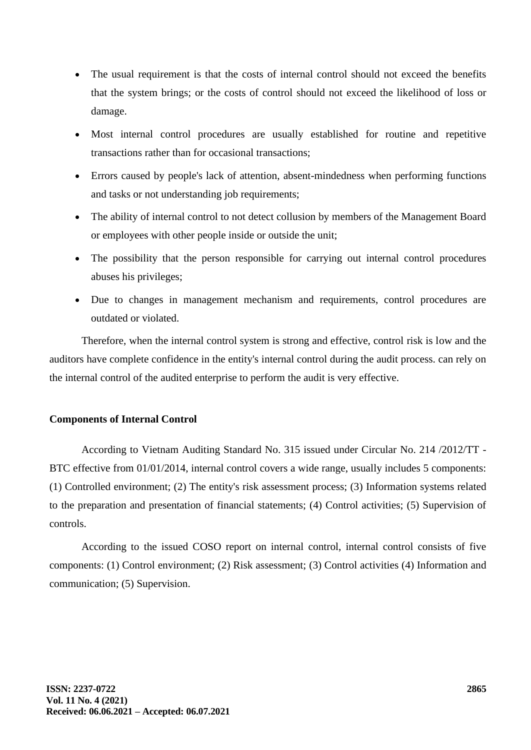- The usual requirement is that the costs of internal control should not exceed the benefits that the system brings; or the costs of control should not exceed the likelihood of loss or damage.
- Most internal control procedures are usually established for routine and repetitive transactions rather than for occasional transactions;
- Errors caused by people's lack of attention, absent-mindedness when performing functions and tasks or not understanding job requirements;
- The ability of internal control to not detect collusion by members of the Management Board or employees with other people inside or outside the unit;
- The possibility that the person responsible for carrying out internal control procedures abuses his privileges;
- Due to changes in management mechanism and requirements, control procedures are outdated or violated.

Therefore, when the internal control system is strong and effective, control risk is low and the auditors have complete confidence in the entity's internal control during the audit process. can rely on the internal control of the audited enterprise to perform the audit is very effective.

**Components of Internal Control**

According to Vietnam Auditing Standard No. 315 issued under Circular No. 214 /2012/TT - BTC effective from 01/01/2014, internal control covers a wide range, usually includes 5 components: (1) Controlled environment; (2) The entity's risk assessment process; (3) Information systems related to the preparation and presentation of financial statements; (4) Control activities; (5) Supervision of controls.

According to the issued COSO report on internal control, internal control consists of five components: (1) Control environment; (2) Risk assessment; (3) Control activities (4) Information and communication; (5) Supervision.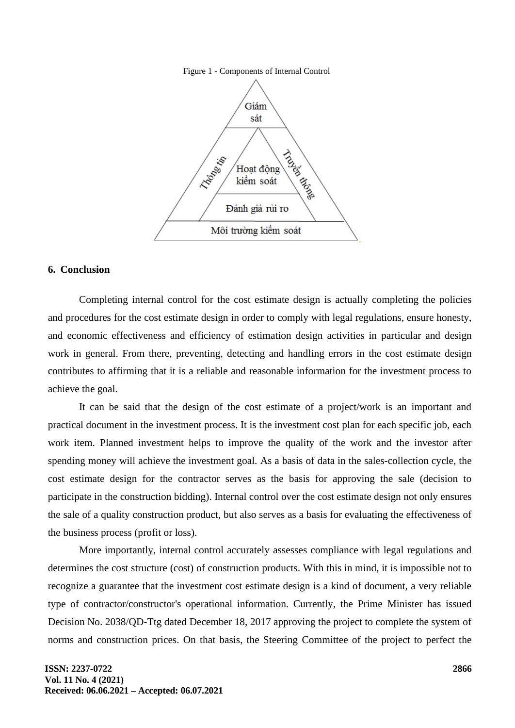Figure 1 - Components of Internal Control

Giám sát

Thông tin

Truyền thông

Hoạt động kiểm soát

Đánh giá rủi ro

Môi trường kiểm soát

## 6. Conclusion

Completing internal control for the cost estimate design is actually completing the policies and procedures for the cost estimate design in order to comply with legal regulations, ensure honesty, and economic effectiveness and efficiency of estimation design activities in particular and design work in general. From there, preventing, detecting and handling errors in the cost estimate design contributes to affirming that it is a reliable and reasonable information for the investment process to achieve the goal.

It can be said that the design of the cost estimate of a project/work is an important and practical document in the investment process. It is the investment cost plan for each specific job, each work item. Planned investment helps to improve the quality of the work and the investor after spending money will achieve the investment goal. As a basis of data in the sales-collection cycle, the cost estimate design for the contractor serves as the basis for approving the sale (decision to participate in the construction bidding). Internal control over the cost estimate design not only ensures the sale of a quality construction product, but also serves as a basis for evaluating the effectiveness of the business process (profit or loss).

More importantly, internal control accurately assesses compliance with legal regulations and determines the cost structure (cost) of construction products. With this in mind, it is impossible not to recognize a guarantee that the investment cost estimate design is a kind of document, a very reliable type of contractor/constructor's operational information. Currently, the Prime Minister has issued Decision No. 2038/QD-Ttg dated December 18, 2017 approving the project to complete the system of norms and construction prices. On that basis, the Steering Committee of the project to perfect the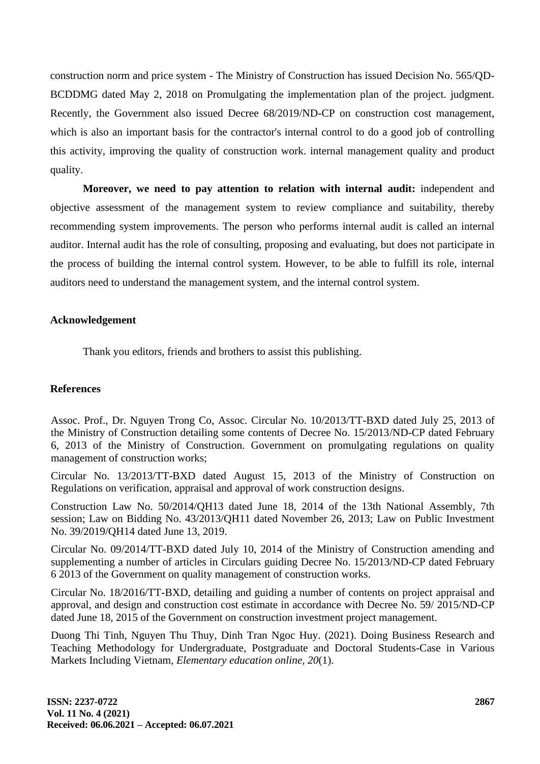construction norm and price system - The Ministry of Construction has issued Decision No. 565/QD-BCDDMG dated May 2, 2018 on Promulgating the implementation plan of the project. judgment. Recently, the Government also issued Decree 68/2019/ND-CP on construction cost management, which is also an important basis for the contractor's internal control to do a good job of controlling this activity, improving the quality of construction work. internal management quality and product quality.

**Moreover, we need to pay attention to relation with internal audit:** independent and objective assessment of the management system to review compliance and suitability, thereby recommending system improvements. The person who performs internal audit is called an internal auditor. Internal audit has the role of consulting, proposing and evaluating, but does not participate in the process of building the internal control system. However, to be able to fulfill its role, internal auditors need to understand the management system, and the internal control system.

## Acknowledgement

Thank you editors, friends and brothers to assist this publishing.

## References

Assoc. Prof., Dr. Nguyen Trong Co, Assoc. Circular No. 10/2013/TT-BXD dated July 25, 2013 of the Ministry of Construction detailing some contents of Decree No. 15/2013/ND-CP dated February 6, 2013 of the Ministry of Construction. Government on promulgating regulations on quality management of construction works;

Circular No. 13/2013/TT-BXD dated August 15, 2013 of the Ministry of Construction on Regulations on verification, appraisal and approval of work construction designs.

Construction Law No. 50/2014/QH13 dated June 18, 2014 of the 13th National Assembly, 7th session; Law on Bidding No. 43/2013/QH11 dated November 26, 2013; Law on Public Investment No. 39/2019/QH14 dated June 13, 2019.

Circular No. 09/2014/TT-BXD dated July 10, 2014 of the Ministry of Construction amending and supplementing a number of articles in Circulars guiding Decree No. 15/2013/ND-CP dated February 6 2013 of the Government on quality management of construction works.

Circular No. 18/2016/TT-BXD, detailing and guiding a number of contents on project appraisal and approval, and design and construction cost estimate in accordance with Decree No. 59/ 2015/ND-CP dated June 18, 2015 of the Government on construction investment project management.

Duong Thi Tinh, Nguyen Thu Thuy, Dinh Tran Ngoc Huy. (2021). Doing Business Research and Teaching Methodology for Undergraduate, Postgraduate and Doctoral Students-Case in Various Markets Including Vietnam, *Elementary education online, 20*(1).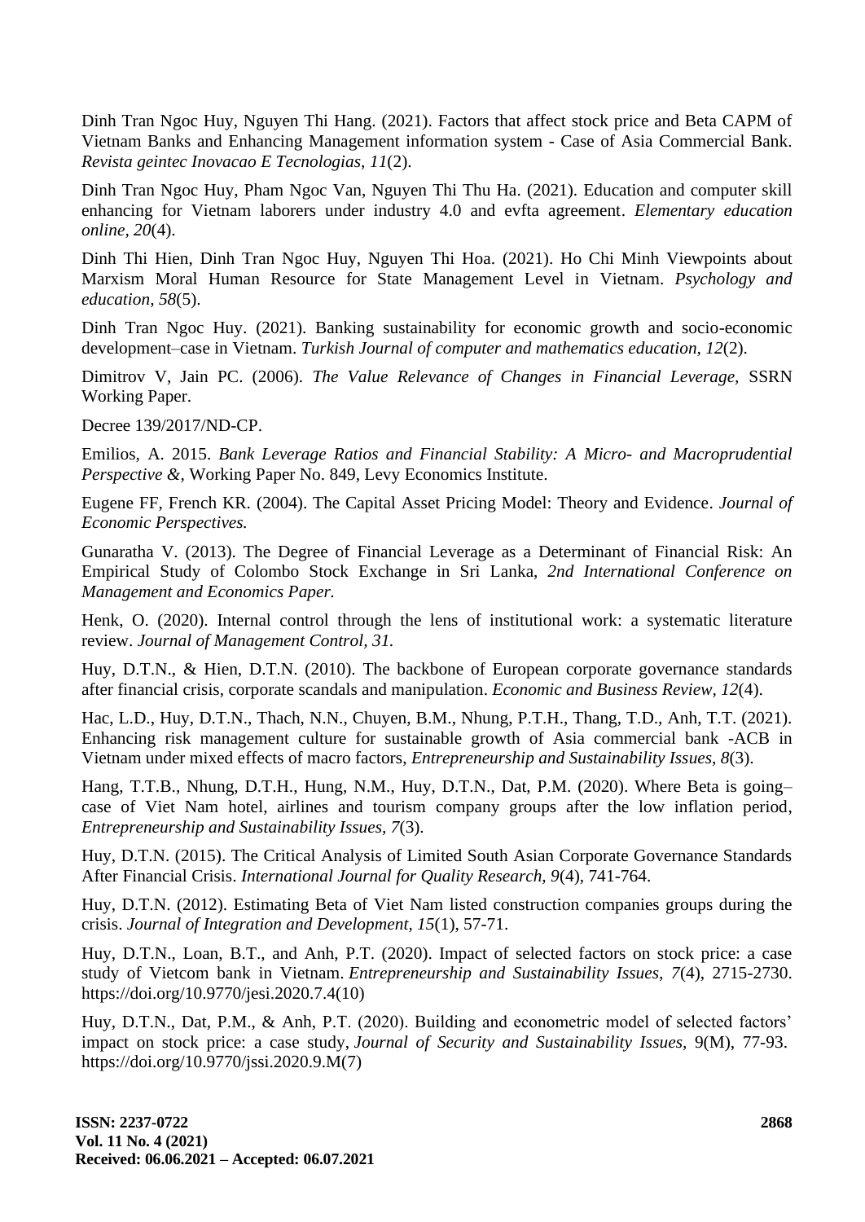Dinh Tran Ngoc Huy, Nguyen Thi Hang. (2021). Factors that affect stock price and Beta CAPM of Vietnam Banks and Enhancing Management information system - Case of Asia Commercial Bank. *Revista geintec Inovacao E Tecnologias*, *11*(2).

Dinh Tran Ngoc Huy, Pham Ngoc Van, Nguyen Thi Thu Ha. (2021). Education and computer skill enhancing for Vietnam laborers under industry 4.0 and evfta agreement. *Elementary education online*, *20*(4).

Dinh Thi Hien, Dinh Tran Ngoc Huy, Nguyen Thi Hoa. (2021). Ho Chi Minh Viewpoints about Marxism Moral Human Resource for State Management Level in Vietnam. *Psychology and education*, *58*(5).

Dinh Tran Ngoc Huy. (2021). Banking sustainability for economic growth and socio-economic development–case in Vietnam. *Turkish Journal of computer and mathematics education*, *12*(2).

Dimitrov V, Jain PC. (2006). *The Value Relevance of Changes in Financial Leverage,* SSRN Working Paper.

Decree 139/2017/ND-CP.

Emilios, A. 2015. *Bank Leverage Ratios and Financial Stability: A Micro- and Macroprudential Perspective &,* Working Paper No. 849, Levy Economics Institute.

Eugene FF, French KR. (2004). The Capital Asset Pricing Model: Theory and Evidence. *Journal of Economic Perspectives.*

Gunaratha V. (2013). The Degree of Financial Leverage as a Determinant of Financial Risk: An Empirical Study of Colombo Stock Exchange in Sri Lanka, *2nd International Conference on Management and Economics Paper.*

Henk, O. (2020). Internal control through the lens of institutional work: a systematic literature review. *Journal of Management Control, 31.*

Huy, D.T.N., & Hien, D.T.N. (2010). The backbone of European corporate governance standards after financial crisis, corporate scandals and manipulation. *Economic and Business Review, 12*(4).

Hac, L.D., Huy, D.T.N., Thach, N.N., Chuyen, B.M., Nhung, P.T.H., Thang, T.D., Anh, T.T. (2021). Enhancing risk management culture for sustainable growth of Asia commercial bank -ACB in Vietnam under mixed effects of macro factors, *Entrepreneurship and Sustainability Issues, 8*(3).

Hang, T.T.B., Nhung, D.T.H., Hung, N.M., Huy, D.T.N., Dat, P.M. (2020). Where Beta is going–case of Viet Nam hotel, airlines and tourism company groups after the low inflation period, *Entrepreneurship and Sustainability Issues, 7*(3).

Huy, D.T.N. (2015). The Critical Analysis of Limited South Asian Corporate Governance Standards After Financial Crisis. *International Journal for Quality Research, 9*(4), 741-764.

Huy, D.T.N. (2012). Estimating Beta of Viet Nam listed construction companies groups during the crisis. *Journal of Integration and Development, 15*(1), 57-71.

Huy, D.T.N., Loan, B.T., and Anh, P.T. (2020). Impact of selected factors on stock price: a case study of Vietcom bank in Vietnam. *Entrepreneurship and Sustainability Issues, 7*(4), 2715-2730. https://doi.org/10.9770/jesi.2020.7.4(10)

Huy, D.T.N., Dat, P.M., & Anh, P.T. (2020). Building and econometric model of selected factors' impact on stock price: a case study, *Journal of Security and Sustainability Issues,* 9(M), 77-93. https://doi.org/10.9770/jssi.2020.9.M(7)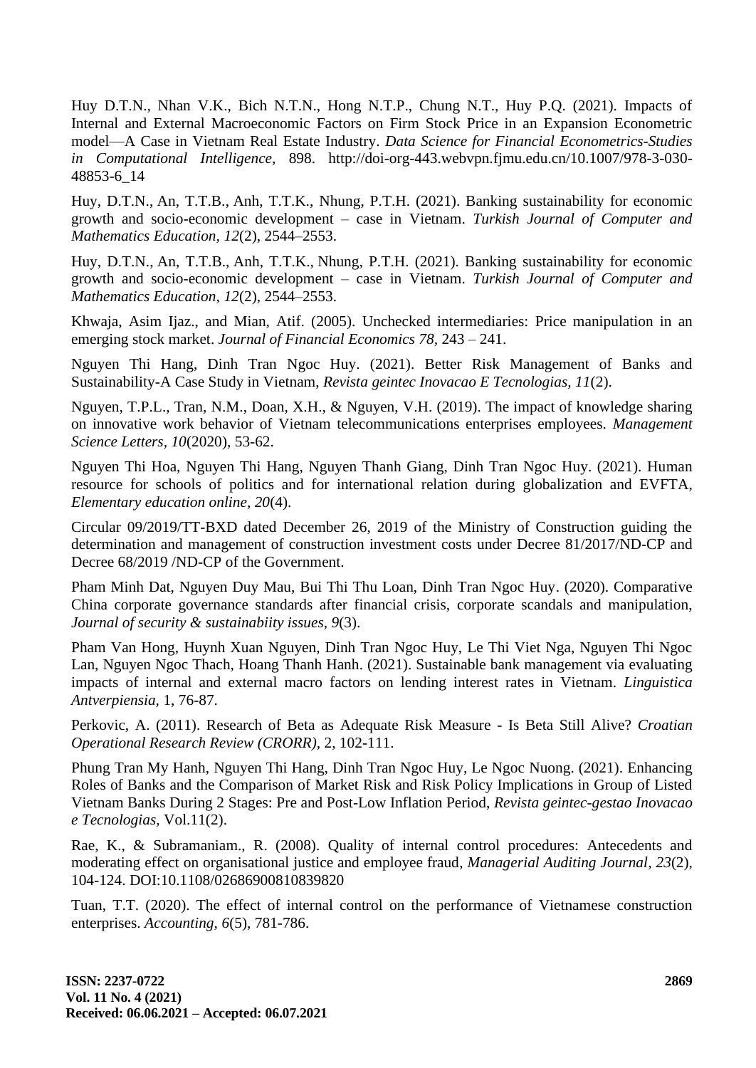Huy D.T.N., Nhan V.K., Bich N.T.N., Hong N.T.P., Chung N.T., Huy P.Q. (2021). Impacts of Internal and External Macroeconomic Factors on Firm Stock Price in an Expansion Econometric model—A Case in Vietnam Real Estate Industry. *Data Science for Financial Econometrics-Studies in Computational Intelligence,* 898. http://doi-org-443.webvpn.fjmu.edu.cn/10.1007/978-3-030-48853-6_14

Huy, D.T.N., An, T.T.B., Anh, T.T.K., Nhung, P.T.H. (2021). Banking sustainability for economic growth and socio-economic development – case in Vietnam. *Turkish Journal of Computer and Mathematics Education, 12*(2), 2544–2553.

Huy, D.T.N., An, T.T.B., Anh, T.T.K., Nhung, P.T.H. (2021). Banking sustainability for economic growth and socio-economic development – case in Vietnam. *Turkish Journal of Computer and Mathematics Education, 12*(2), 2544–2553.

Khwaja, Asim Ijaz., and Mian, Atif. (2005). Unchecked intermediaries: Price manipulation in an emerging stock market. *Journal of Financial Economics 78,* 243 – 241.

Nguyen Thi Hang, Dinh Tran Ngoc Huy. (2021). Better Risk Management of Banks and Sustainability-A Case Study in Vietnam, *Revista geintec Inovacao E Tecnologias, 11*(2).

Nguyen, T.P.L., Tran, N.M., Doan, X.H., & Nguyen, V.H. (2019). The impact of knowledge sharing on innovative work behavior of Vietnam telecommunications enterprises employees. *Management Science Letters, 10*(2020), 53-62.

Nguyen Thi Hoa, Nguyen Thi Hang, Nguyen Thanh Giang, Dinh Tran Ngoc Huy. (2021). Human resource for schools of politics and for international relation during globalization and EVFTA, *Elementary education online, 20*(4).

Circular 09/2019/TT-BXD dated December 26, 2019 of the Ministry of Construction guiding the determination and management of construction investment costs under Decree 81/2017/ND-CP and Decree 68/2019 /ND-CP of the Government.

Pham Minh Dat, Nguyen Duy Mau, Bui Thi Thu Loan, Dinh Tran Ngoc Huy. (2020). Comparative China corporate governance standards after financial crisis, corporate scandals and manipulation, *Journal of security & sustainabiity issues, 9*(3).

Pham Van Hong, Huynh Xuan Nguyen, Dinh Tran Ngoc Huy, Le Thi Viet Nga, Nguyen Thi Ngoc Lan, Nguyen Ngoc Thach, Hoang Thanh Hanh. (2021). Sustainable bank management via evaluating impacts of internal and external macro factors on lending interest rates in Vietnam. *Linguistica Antverpiensia,* 1, 76-87.

Perkovic, A. (2011). Research of Beta as Adequate Risk Measure - Is Beta Still Alive? *Croatian Operational Research Review (CRORR),* 2, 102-111.

Phung Tran My Hanh, Nguyen Thi Hang, Dinh Tran Ngoc Huy, Le Ngoc Nuong. (2021). Enhancing Roles of Banks and the Comparison of Market Risk and Risk Policy Implications in Group of Listed Vietnam Banks During 2 Stages: Pre and Post-Low Inflation Period, *Revista geintec-gestao Inovacao e Tecnologias,* Vol.11(2).

Rae, K., & Subramaniam., R. (2008). Quality of internal control procedures: Antecedents and moderating effect on organisational justice and employee fraud, *Managerial Auditing Journal, 23*(2), 104-124. DOI:10.1108/02686900810839820

Tuan, T.T. (2020). The effect of internal control on the performance of Vietnamese construction enterprises. *Accounting, 6*(5), 781-786.